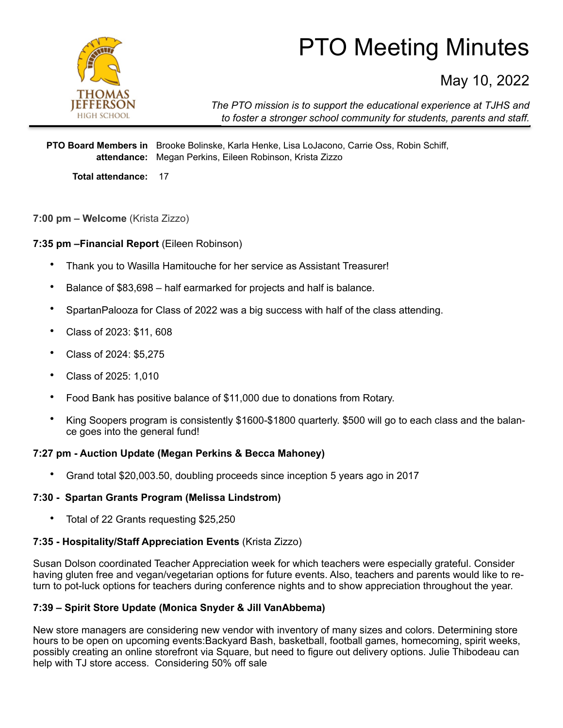# PTO Meeting Minutes

## May 10, 2022

THOMAS JEFFERSON HIGH SCHOOL

*The PTO mission is to support the educational experience at TJHS and to foster a stronger school community for students, parents and staff.*

**PTO Board Members in attendance:** Brooke Bolinske, Karla Henke, Lisa LoJacono, Carrie Oss, Robin Schiff, Megan Perkins, Eileen Robinson, Krista Zizzo

**Total attendance:** 17

**7:00 pm – Welcome** (Krista Zizzo)

**7:35 pm –Financial Report** (Eileen Robinson)

- Thank you to Wasilla Hamitouche for her service as Assistant Treasurer!
- Balance of $83,698 – half earmarked for projects and half is balance.
- SpartanPalooza for Class of 2022 was a big success with half of the class attending.
- Class of 2023: $11, 608
- Class of 2024: $5,275
- Class of 2025: 1,010
- Food Bank has positive balance of $11,000 due to donations from Rotary.
- King Soopers program is consistently $1600-$1800 quarterly. $500 will go to each class and the balance goes into the general fund!

**7:27 pm - Auction Update (Megan Perkins & Becca Mahoney)**

- Grand total $20,003.50, doubling proceeds since inception 5 years ago in 2017

**7:30 - Spartan Grants Program (Melissa Lindstrom)**

- Total of 22 Grants requesting $25,250

**7:35 - Hospitality/Staff Appreciation Events** (Krista Zizzo)

Susan Dolson coordinated Teacher Appreciation week for which teachers were especially grateful. Consider having gluten free and vegan/vegetarian options for future events. Also, teachers and parents would like to return to pot-luck options for teachers during conference nights and to show appreciation throughout the year.

**7:39 – Spirit Store Update (Monica Snyder & Jill VanAbbema)**

New store managers are considering new vendor with inventory of many sizes and colors. Determining store hours to be open on upcoming events:Backyard Bash, basketball, football games, homecoming, spirit weeks, possibly creating an online storefront via Square, but need to figure out delivery options. Julie Thibodeau can help with TJ store access. Considering 50% off sale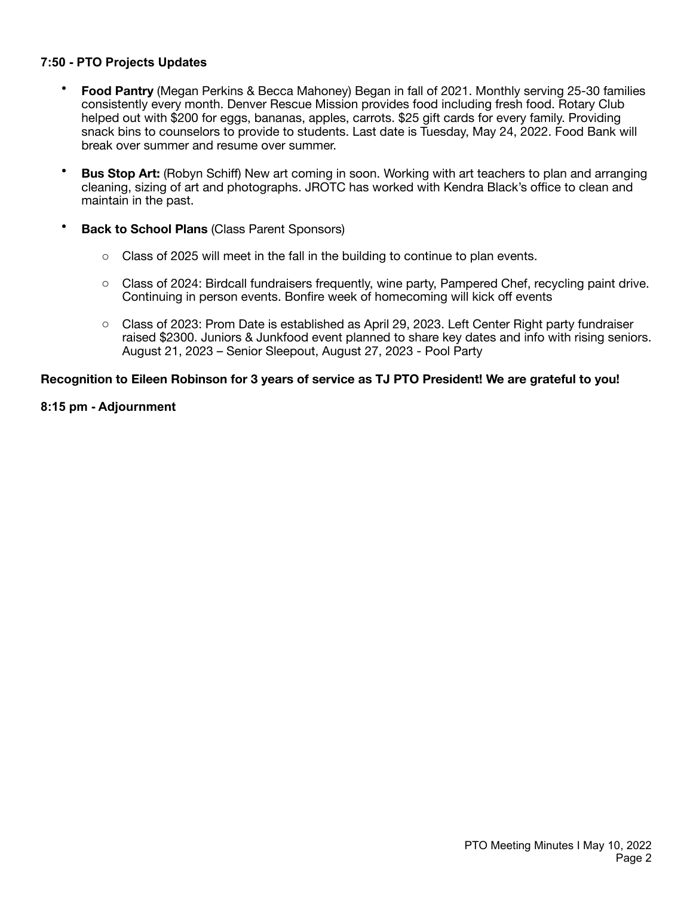**7:50 - PTO Projects Updates**

- **Food Pantry** (Megan Perkins & Becca Mahoney) Began in fall of 2021. Monthly serving 25-30 families consistently every month. Denver Rescue Mission provides food including fresh food. Rotary Club helped out with $200 for eggs, bananas, apples, carrots. $25 gift cards for every family. Providing snack bins to counselors to provide to students. Last date is Tuesday, May 24, 2022. Food Bank will break over summer and resume over summer.

- **Bus Stop Art:** (Robyn Schiff) New art coming in soon. Working with art teachers to plan and arranging cleaning, sizing of art and photographs. JROTC has worked with Kendra Black's office to clean and maintain in the past.

- **Back to School Plans** (Class Parent Sponsors)
    - Class of 2025 will meet in the fall in the building to continue to plan events.
    - Class of 2024: Birdcall fundraisers frequently, wine party, Pampered Chef, recycling paint drive. Continuing in person events. Bonfire week of homecoming will kick off events
    - Class of 2023: Prom Date is established as April 29, 2023. Left Center Right party fundraiser raised $2300. Juniors & Junkfood event planned to share key dates and info with rising seniors. August 21, 2023 – Senior Sleepout, August 27, 2023 - Pool Party

**Recognition to Eileen Robinson for 3 years of service as TJ PTO President! We are grateful to you!**

**8:15 pm - Adjournment**